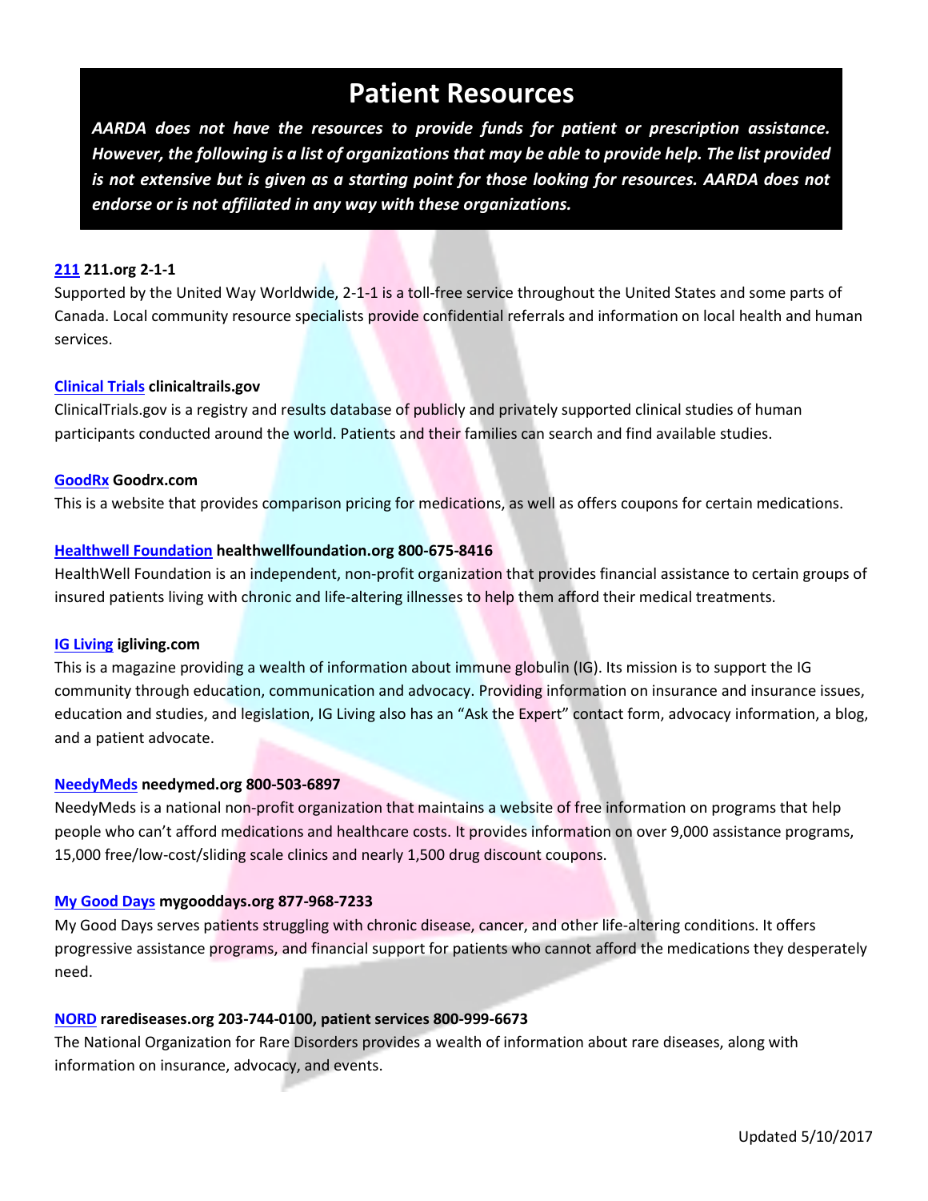# Patient Resources

***AARDA does not have the resources to provide funds for patient or prescription assistance. However, the following is a list of organizations that may be able to provide help. The list provided is not extensive but is given as a starting point for those looking for resources. AARDA does not endorse or is not affiliated in any way with these organizations.***

**211 211.org 2-1-1**

Supported by the United Way Worldwide, 2-1-1 is a toll-free service throughout the United States and some parts of Canada. Local community resource specialists provide confidential referrals and information on local health and human services.

**Clinical Trials clinicaltrails.gov**

ClinicalTrials.gov is a registry and results database of publicly and privately supported clinical studies of human participants conducted around the world. Patients and their families can search and find available studies.

**GoodRx Goodrx.com**

This is a website that provides comparison pricing for medications, as well as offers coupons for certain medications.

**Healthwell Foundation healthwellfoundation.org 800-675-8416**

HealthWell Foundation is an independent, non-profit organization that provides financial assistance to certain groups of insured patients living with chronic and life-altering illnesses to help them afford their medical treatments.

**IG Living igliving.com**

This is a magazine providing a wealth of information about immune globulin (IG). Its mission is to support the IG community through education, communication and advocacy. Providing information on insurance and insurance issues, education and studies, and legislation, IG Living also has an "Ask the Expert" contact form, advocacy information, a blog, and a patient advocate.

**NeedyMeds needymed.org 800-503-6897**

NeedyMeds is a national non-profit organization that maintains a website of free information on programs that help people who can't afford medications and healthcare costs. It provides information on over 9,000 assistance programs, 15,000 free/low-cost/sliding scale clinics and nearly 1,500 drug discount coupons.

**My Good Days mygooddays.org 877-968-7233**

My Good Days serves patients struggling with chronic disease, cancer, and other life-altering conditions. It offers progressive assistance programs, and financial support for patients who cannot afford the medications they desperately need.

**NORD rarediseases.org 203-744-0100, patient services 800-999-6673**

The National Organization for Rare Disorders provides a wealth of information about rare diseases, along with information on insurance, advocacy, and events.

Updated 5/10/2017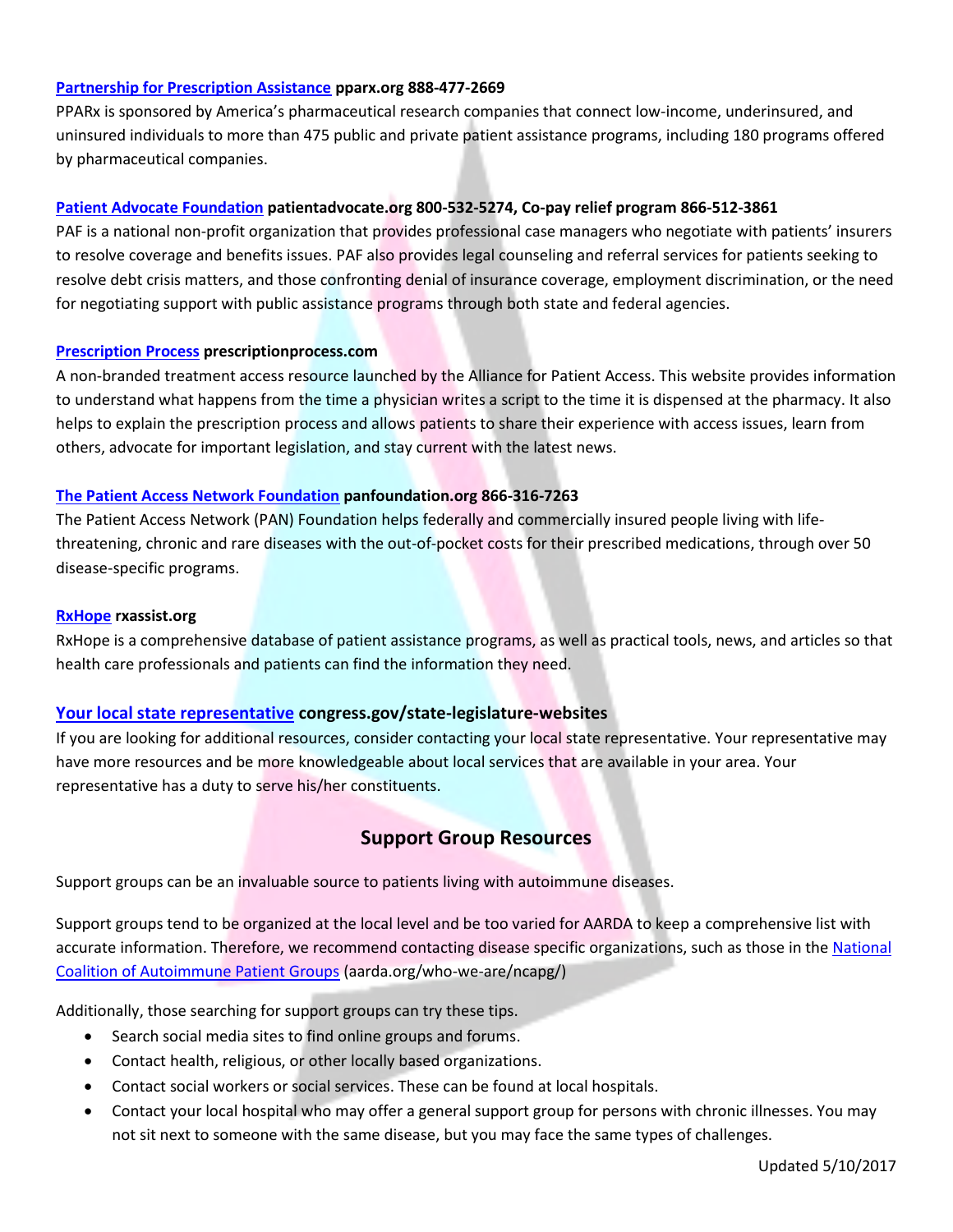**Partnership for Prescription Assistance pparx.org 888-477-2669**

PPARx is sponsored by America's pharmaceutical research companies that connect low-income, underinsured, and uninsured individuals to more than 475 public and private patient assistance programs, including 180 programs offered by pharmaceutical companies.

**Patient Advocate Foundation patientadvocate.org 800-532-5274, Co-pay relief program 866-512-3861**

PAF is a national non-profit organization that provides professional case managers who negotiate with patients' insurers to resolve coverage and benefits issues. PAF also provides legal counseling and referral services for patients seeking to resolve debt crisis matters, and those confronting denial of insurance coverage, employment discrimination, or the need for negotiating support with public assistance programs through both state and federal agencies.

**Prescription Process prescriptionprocess.com**

A non-branded treatment access resource launched by the Alliance for Patient Access. This website provides information to understand what happens from the time a physician writes a script to the time it is dispensed at the pharmacy. It also helps to explain the prescription process and allows patients to share their experience with access issues, learn from others, advocate for important legislation, and stay current with the latest news.

**The Patient Access Network Foundation panfoundation.org 866-316-7263**

The Patient Access Network (PAN) Foundation helps federally and commercially insured people living with life-threatening, chronic and rare diseases with the out-of-pocket costs for their prescribed medications, through over 50 disease-specific programs.

**RxHope rxassist.org**

RxHope is a comprehensive database of patient assistance programs, as well as practical tools, news, and articles so that health care professionals and patients can find the information they need.

**Your local state representative congress.gov/state-legislature-websites**

If you are looking for additional resources, consider contacting your local state representative. Your representative may have more resources and be more knowledgeable about local services that are available in your area. Your representative has a duty to serve his/her constituents.

## Support Group Resources

Support groups can be an invaluable source to patients living with autoimmune diseases.

Support groups tend to be organized at the local level and be too varied for AARDA to keep a comprehensive list with accurate information. Therefore, we recommend contacting disease specific organizations, such as those in the National Coalition of Autoimmune Patient Groups (aarda.org/who-we-are/ncapg/)

Additionally, those searching for support groups can try these tips.

- Search social media sites to find online groups and forums.
- Contact health, religious, or other locally based organizations.
- Contact social workers or social services. These can be found at local hospitals.
- Contact your local hospital who may offer a general support group for persons with chronic illnesses. You may not sit next to someone with the same disease, but you may face the same types of challenges.

Updated 5/10/2017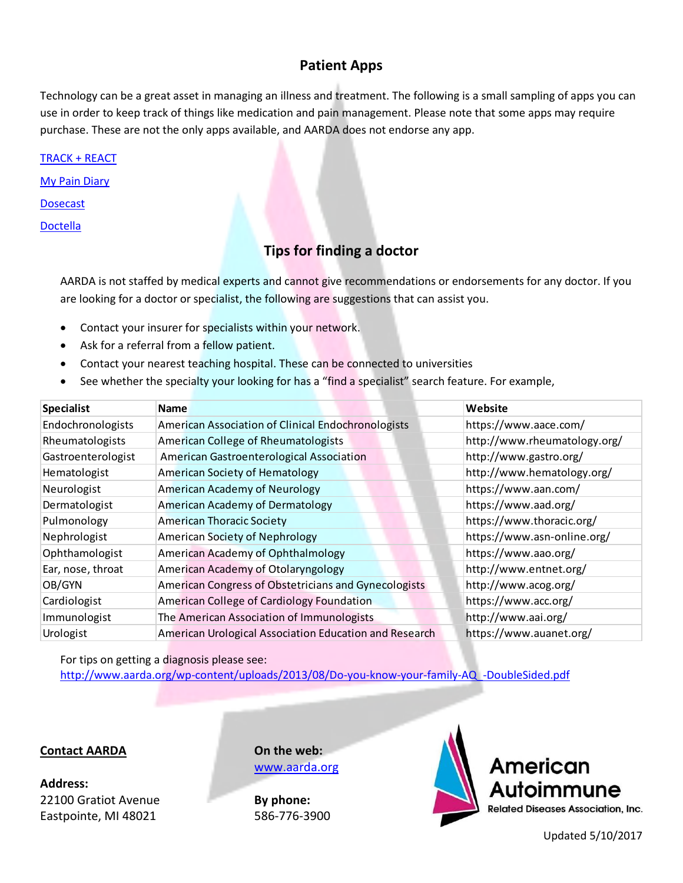## Patient Apps

Technology can be a great asset in managing an illness and treatment. The following is a small sampling of apps you can use in order to keep track of things like medication and pain management. Please note that some apps may require purchase. These are not the only apps available, and AARDA does not endorse any app.

TRACK + REACT

My Pain Diary

Dosecast

Doctella

## Tips for finding a doctor

AARDA is not staffed by medical experts and cannot give recommendations or endorsements for any doctor. If you are looking for a doctor or specialist, the following are suggestions that can assist you.

- Contact your insurer for specialists within your network.
- Ask for a referral from a fellow patient.
- Contact your nearest teaching hospital. These can be connected to universities
- See whether the specialty your looking for has a "find a specialist" search feature. For example,

| Specialist | Name | Website |
|---|---|---|
| Endochronologists | American Association of Clinical Endochronologists | https://www.aace.com/ |
| Rheumatologists | American College of Rheumatologists | http://www.rheumatology.org/ |
| Gastroenterologist | American Gastroenterological Association | http://www.gastro.org/ |
| Hematologist | American Society of Hematology | http://www.hematology.org/ |
| Neurologist | American Academy of Neurology | https://www.aan.com/ |
| Dermatologist | American Academy of Dermatology | https://www.aad.org/ |
| Pulmonology | American Thoracic Society | https://www.thoracic.org/ |
| Nephrologist | American Society of Nephrology | https://www.asn-online.org/ |
| Ophthamologist | American Academy of Ophthalmology | https://www.aao.org/ |
| Ear, nose, throat | American Academy of Otolaryngology | http://www.entnet.org/ |
| OB/GYN | American Congress of Obstetricians and Gynecologists | http://www.acog.org/ |
| Cardiologist | American College of Cardiology Foundation | https://www.acc.org/ |
| Immunologist | The American Association of Immunologists | http://www.aai.org/ |
| Urologist | American Urological Association Education and Research | https://www.auanet.org/ |

For tips on getting a diagnosis please see:
http://www.aarda.org/wp-content/uploads/2013/08/Do-you-know-your-family-AQ_-DoubleSided.pdf

**Contact AARDA**

**Address:**
22100 Gratiot Avenue
Eastpointe, MI 48021

**On the web:**
www.aarda.org

**By phone:**
586-776-3900

American Autoimmune Related Diseases Association, Inc.

Updated 5/10/2017